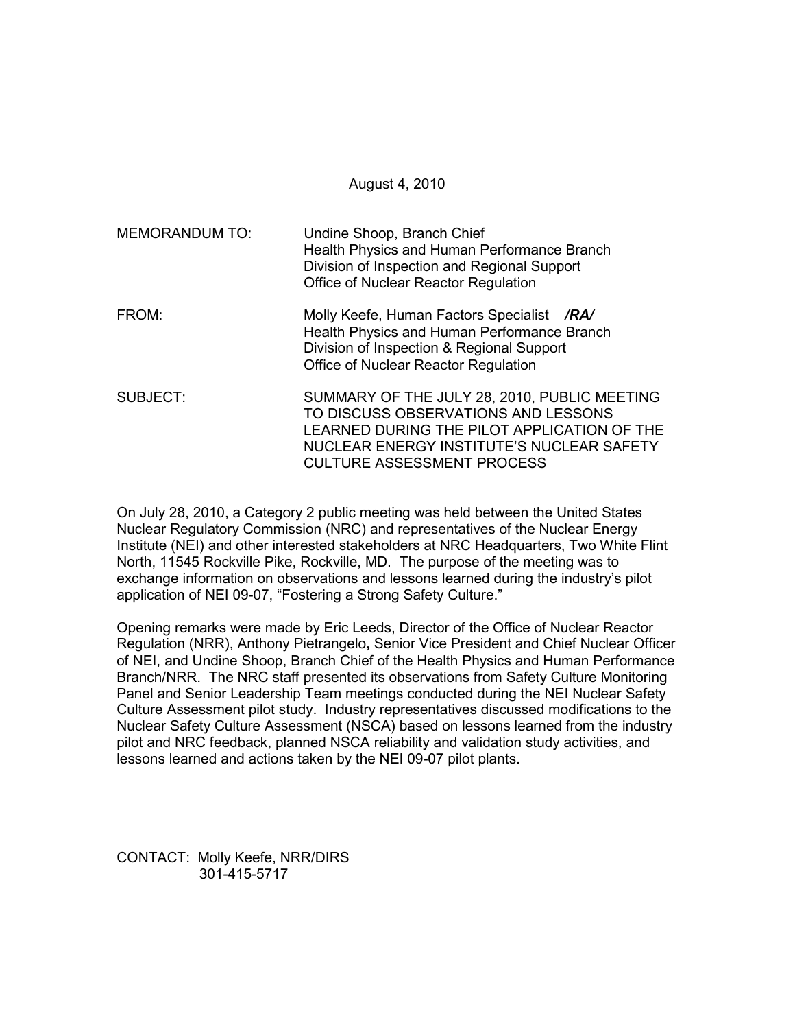August 4, 2010

MEMORANDUM TO: Undine Shoop, Branch Chief
Health Physics and Human Performance Branch
Division of Inspection and Regional Support
Office of Nuclear Reactor Regulation

FROM: Molly Keefe, Human Factors Specialist ***/RA/***
Health Physics and Human Performance Branch
Division of Inspection & Regional Support
Office of Nuclear Reactor Regulation

SUBJECT: SUMMARY OF THE JULY 28, 2010, PUBLIC MEETING TO DISCUSS OBSERVATIONS AND LESSONS LEARNED DURING THE PILOT APPLICATION OF THE NUCLEAR ENERGY INSTITUTE'S NUCLEAR SAFETY CULTURE ASSESSMENT PROCESS

On July 28, 2010, a Category 2 public meeting was held between the United States Nuclear Regulatory Commission (NRC) and representatives of the Nuclear Energy Institute (NEI) and other interested stakeholders at NRC Headquarters, Two White Flint North, 11545 Rockville Pike, Rockville, MD. The purpose of the meeting was to exchange information on observations and lessons learned during the industry's pilot application of NEI 09-07, "Fostering a Strong Safety Culture."

Opening remarks were made by Eric Leeds, Director of the Office of Nuclear Reactor Regulation (NRR), Anthony Pietrangelo**,** Senior Vice President and Chief Nuclear Officer of NEI, and Undine Shoop, Branch Chief of the Health Physics and Human Performance Branch/NRR. The NRC staff presented its observations from Safety Culture Monitoring Panel and Senior Leadership Team meetings conducted during the NEI Nuclear Safety Culture Assessment pilot study. Industry representatives discussed modifications to the Nuclear Safety Culture Assessment (NSCA) based on lessons learned from the industry pilot and NRC feedback, planned NSCA reliability and validation study activities, and lessons learned and actions taken by the NEI 09-07 pilot plants.

CONTACT: Molly Keefe, NRR/DIRS
301-415-5717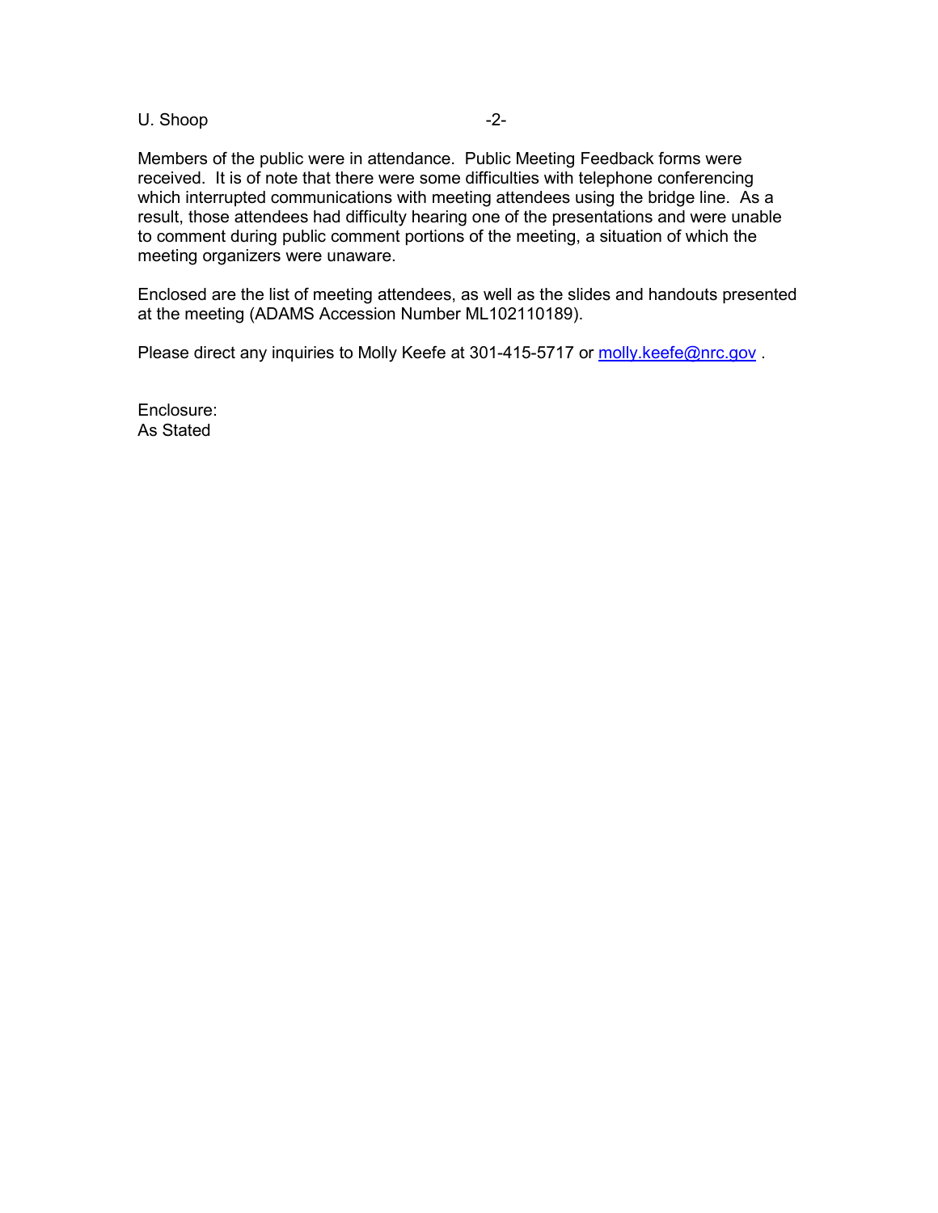Members of the public were in attendance. Public Meeting Feedback forms were received. It is of note that there were some difficulties with telephone conferencing which interrupted communications with meeting attendees using the bridge line. As a result, those attendees had difficulty hearing one of the presentations and were unable to comment during public comment portions of the meeting, a situation of which the meeting organizers were unaware.

Enclosed are the list of meeting attendees, as well as the slides and handouts presented at the meeting (ADAMS Accession Number ML102110189).

Please direct any inquiries to Molly Keefe at 301-415-5717 or [molly.keefe@nrc.gov](mailto:molly.keefe@nrc.gov) .

Enclosure:
As Stated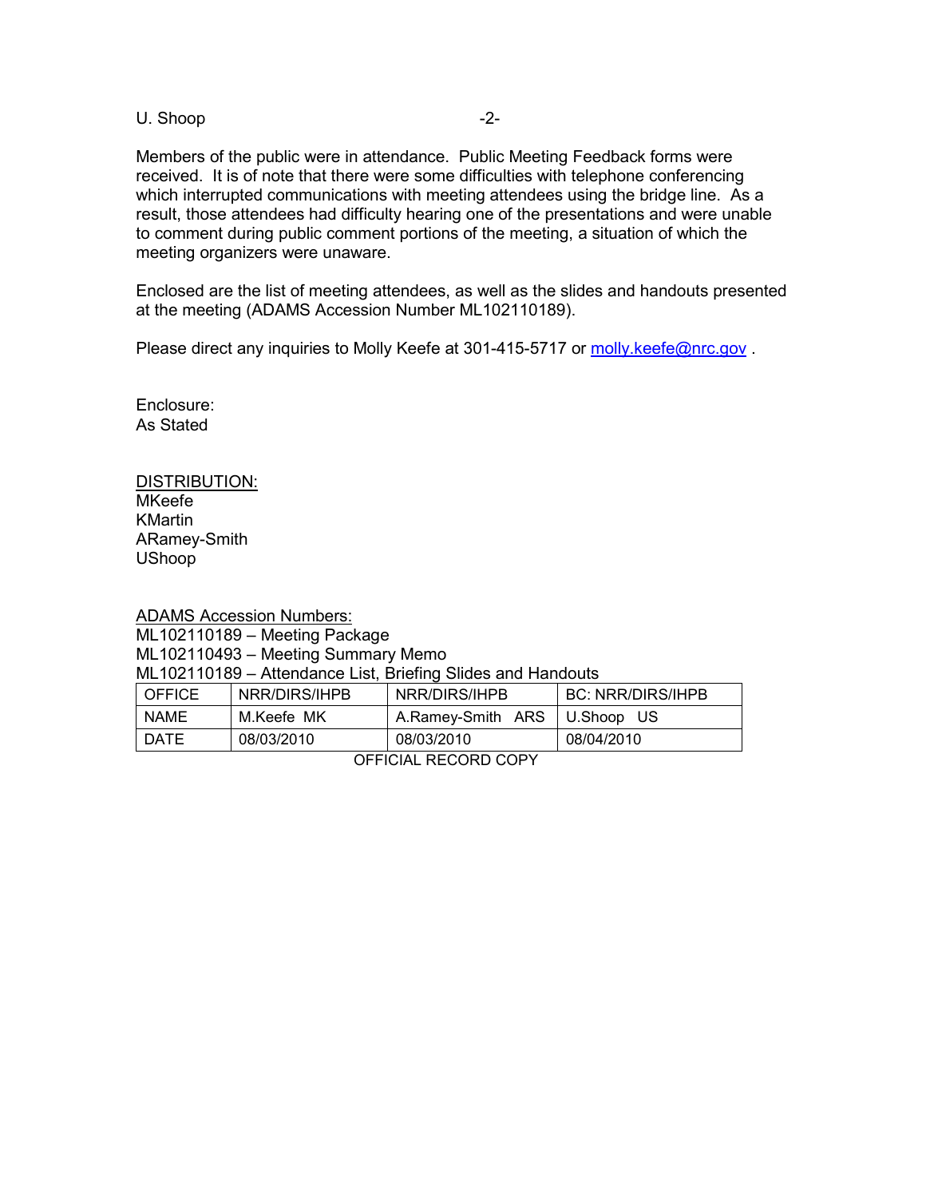Members of the public were in attendance. Public Meeting Feedback forms were received. It is of note that there were some difficulties with telephone conferencing which interrupted communications with meeting attendees using the bridge line. As a result, those attendees had difficulty hearing one of the presentations and were unable to comment during public comment portions of the meeting, a situation of which the meeting organizers were unaware.

Enclosed are the list of meeting attendees, as well as the slides and handouts presented at the meeting (ADAMS Accession Number ML102110189).

Please direct any inquiries to Molly Keefe at 301-415-5717 or molly.keefe@nrc.gov .

Enclosure:
As Stated

DISTRIBUTION:
MKeefe
KMartin
ARamey-Smith
UShoop

ADAMS Accession Numbers:
ML102110189 – Meeting Package
ML102110493 – Meeting Summary Memo
ML102110189 – Attendance List, Briefing Slides and Handouts

| OFFICE | NRR/DIRS/IHPB | NRR/DIRS/IHPB | BC: NRR/DIRS/IHPB |
|---|---|---|---|
| NAME | M.Keefe MK | A.Ramey-Smith ARS | U.Shoop US |
| DATE | 08/03/2010 | 08/03/2010 | 08/04/2010 |

OFFICIAL RECORD COPY